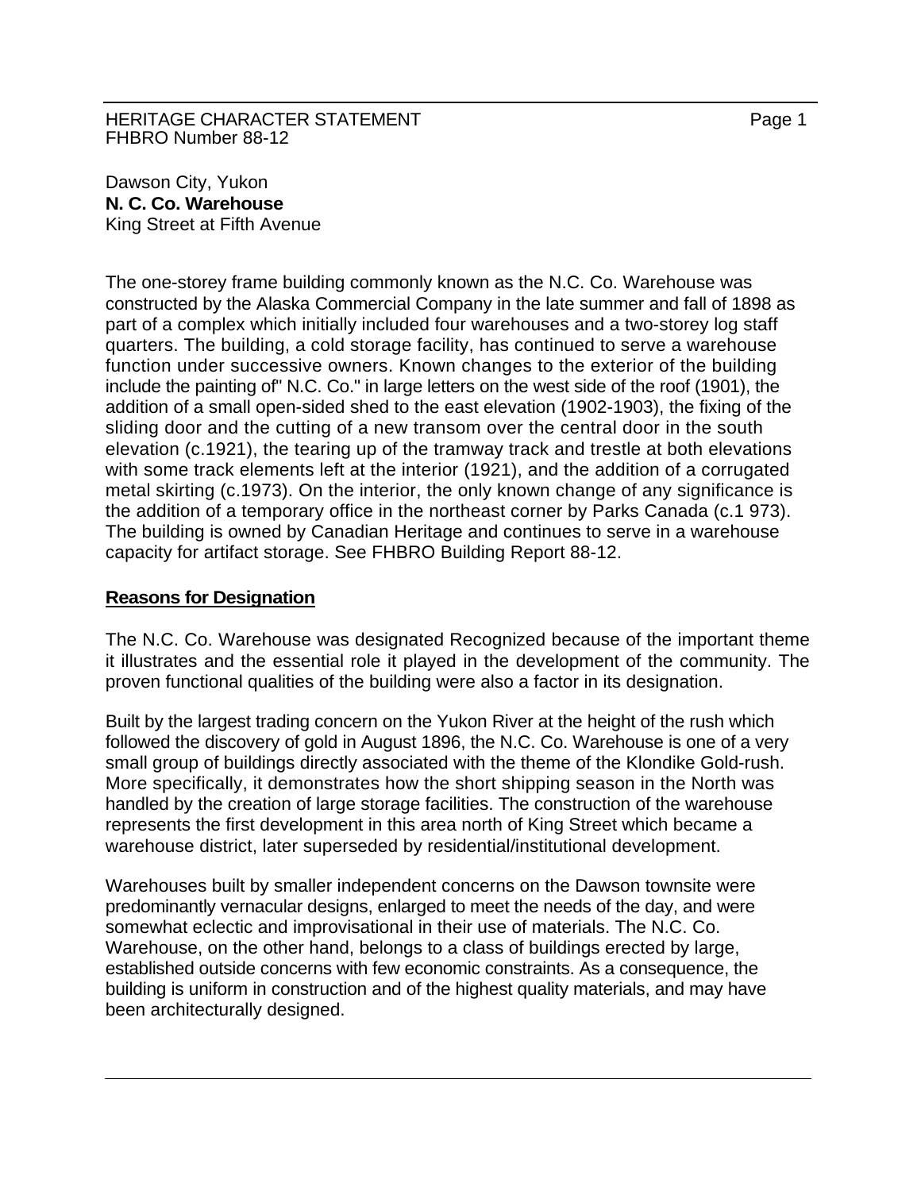HERITAGE CHARACTER STATEMENT
FHBRO Number 88-12

Dawson City, Yukon
**N. C. Co. Warehouse**
King Street at Fifth Avenue

The one-storey frame building commonly known as the N.C. Co. Warehouse was constructed by the Alaska Commercial Company in the late summer and fall of 1898 as part of a complex which initially included four warehouses and a two-storey log staff quarters. The building, a cold storage facility, has continued to serve a warehouse function under successive owners. Known changes to the exterior of the building include the painting of" N.C. Co." in large letters on the west side of the roof (1901), the addition of a small open-sided shed to the east elevation (1902-1903), the fixing of the sliding door and the cutting of a new transom over the central door in the south elevation (c.1921), the tearing up of the tramway track and trestle at both elevations with some track elements left at the interior (1921), and the addition of a corrugated metal skirting (c.1973). On the interior, the only known change of any significance is the addition of a temporary office in the northeast corner by Parks Canada (c.1 973). The building is owned by Canadian Heritage and continues to serve in a warehouse capacity for artifact storage. See FHBRO Building Report 88-12.

## Reasons for Designation

The N.C. Co. Warehouse was designated Recognized because of the important theme it illustrates and the essential role it played in the development of the community. The proven functional qualities of the building were also a factor in its designation.

Built by the largest trading concern on the Yukon River at the height of the rush which followed the discovery of gold in August 1896, the N.C. Co. Warehouse is one of a very small group of buildings directly associated with the theme of the Klondike Gold-rush. More specifically, it demonstrates how the short shipping season in the North was handled by the creation of large storage facilities. The construction of the warehouse represents the first development in this area north of King Street which became a warehouse district, later superseded by residential/institutional development.

Warehouses built by smaller independent concerns on the Dawson townsite were predominantly vernacular designs, enlarged to meet the needs of the day, and were somewhat eclectic and improvisational in their use of materials. The N.C. Co. Warehouse, on the other hand, belongs to a class of buildings erected by large, established outside concerns with few economic constraints. As a consequence, the building is uniform in construction and of the highest quality materials, and may have been architecturally designed.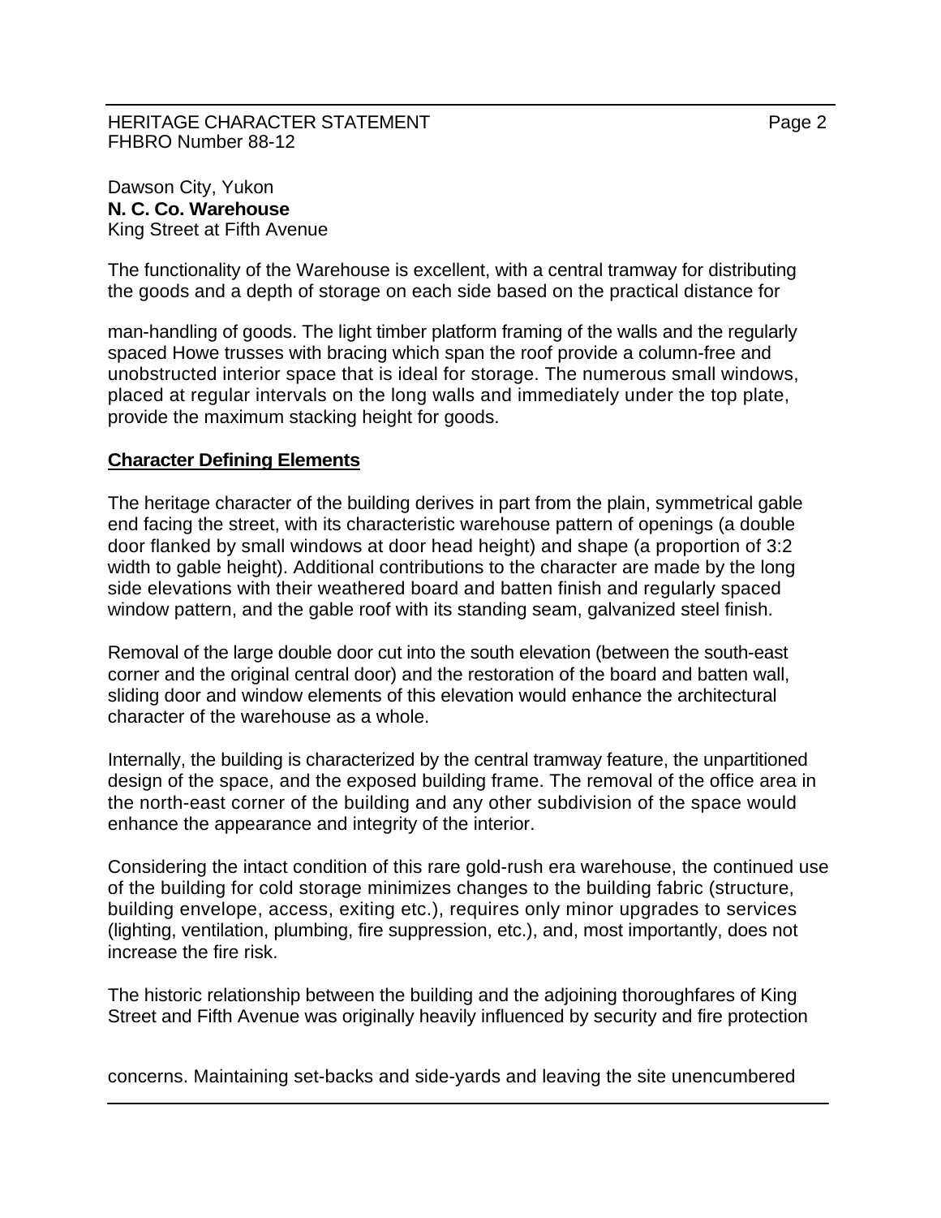Dawson City, Yukon
**N. C. Co. Warehouse**
King Street at Fifth Avenue

The functionality of the Warehouse is excellent, with a central tramway for distributing the goods and a depth of storage on each side based on the practical distance for man-handling of goods. The light timber platform framing of the walls and the regularly spaced Howe trusses with bracing which span the roof provide a column-free and unobstructed interior space that is ideal for storage. The numerous small windows, placed at regular intervals on the long walls and immediately under the top plate, provide the maximum stacking height for goods.

## Character Defining Elements

The heritage character of the building derives in part from the plain, symmetrical gable end facing the street, with its characteristic warehouse pattern of openings (a double door flanked by small windows at door head height) and shape (a proportion of 3:2 width to gable height). Additional contributions to the character are made by the long side elevations with their weathered board and batten finish and regularly spaced window pattern, and the gable roof with its standing seam, galvanized steel finish.

Removal of the large double door cut into the south elevation (between the south-east corner and the original central door) and the restoration of the board and batten wall, sliding door and window elements of this elevation would enhance the architectural character of the warehouse as a whole.

Internally, the building is characterized by the central tramway feature, the unpartitioned design of the space, and the exposed building frame. The removal of the office area in the north-east corner of the building and any other subdivision of the space would enhance the appearance and integrity of the interior.

Considering the intact condition of this rare gold-rush era warehouse, the continued use of the building for cold storage minimizes changes to the building fabric (structure, building envelope, access, exiting etc.), requires only minor upgrades to services (lighting, ventilation, plumbing, fire suppression, etc.), and, most importantly, does not increase the fire risk.

The historic relationship between the building and the adjoining thoroughfares of King Street and Fifth Avenue was originally heavily influenced by security and fire protection concerns. Maintaining set-backs and side-yards and leaving the site unencumbered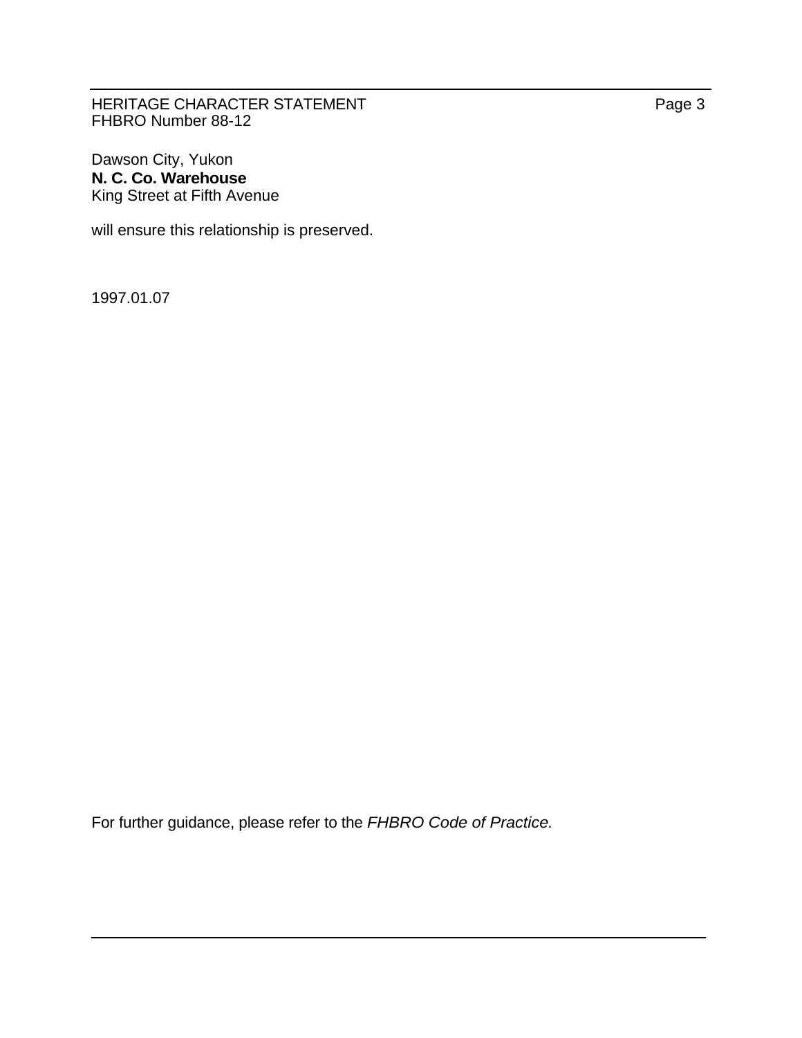will ensure this relationship is preserved.

1997.01.07

For further guidance, please refer to the *FHBRO Code of Practice.*